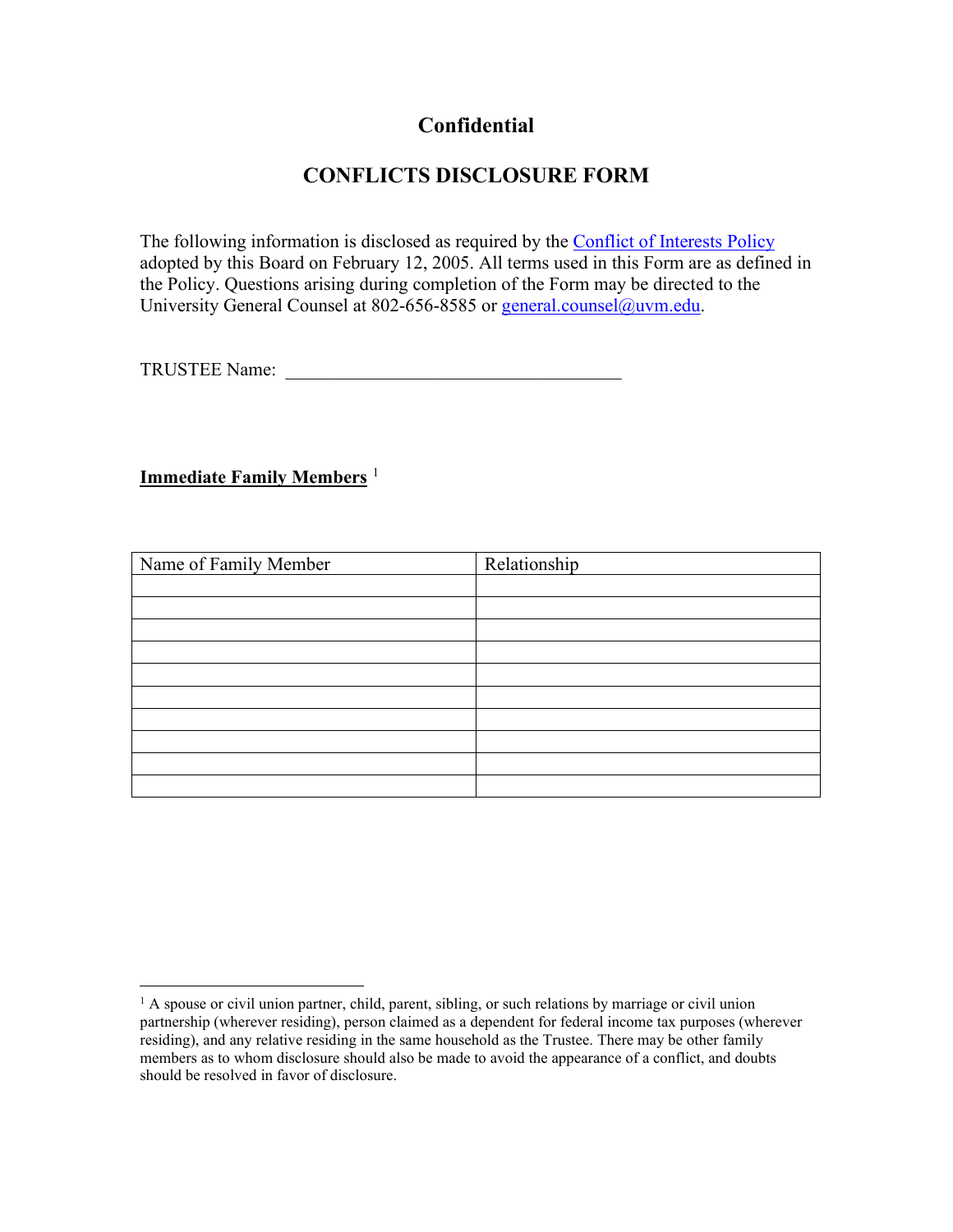# Confidential

## CONFLICTS DISCLOSURE FORM

The following information is disclosed as required by the Conflict of Interests Policy adopted by this Board on February 12, 2005. All terms used in this Form are as defined in the Policy. Questions arising during completion of the Form may be directed to the University General Counsel at 802-656-8585 or general.counsel@uvm.edu.

TRUSTEE Name: ___________________________________

**Immediate Family Members** [1]

| Name of Family Member | Relationship |
|---|---|
| | |
| | |
| | |
| | |
| | |
| | |
| | |
| | |
| | |
| | |

[1] A spouse or civil union partner, child, parent, sibling, or such relations by marriage or civil union partnership (wherever residing), person claimed as a dependent for federal income tax purposes (wherever residing), and any relative residing in the same household as the Trustee. There may be other family members as to whom disclosure should also be made to avoid the appearance of a conflict, and doubts should be resolved in favor of disclosure.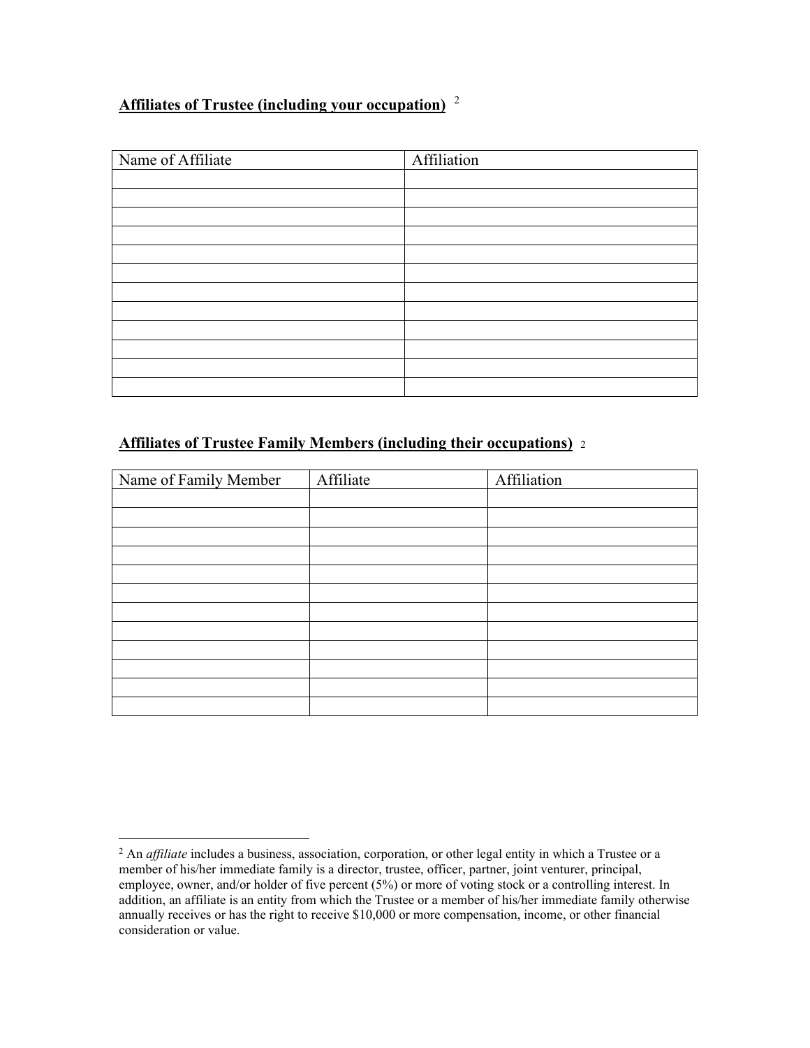**Affiliates of Trustee (including your occupation)** [2]

| Name of Affiliate | Affiliation |
| --- | --- |
| | |
| | |
| | |
| | |
| | |
| | |
| | |
| | |
| | |
| | |
| | |
| | |

**Affiliates of Trustee Family Members (including their occupations)** [2]

| Name of Family Member | Affiliate | Affiliation |
| --- | --- | --- |
| | | |
| | | |
| | | |
| | | |
| | | |
| | | |
| | | |
| | | |
| | | |
| | | |
| | | |
| | | |

[2] An *affiliate* includes a business, association, corporation, or other legal entity in which a Trustee or a member of his/her immediate family is a director, trustee, officer, partner, joint venturer, principal, employee, owner, and/or holder of five percent (5%) or more of voting stock or a controlling interest. In addition, an affiliate is an entity from which the Trustee or a member of his/her immediate family otherwise annually receives or has the right to receive $10,000 or more compensation, income, or other financial consideration or value.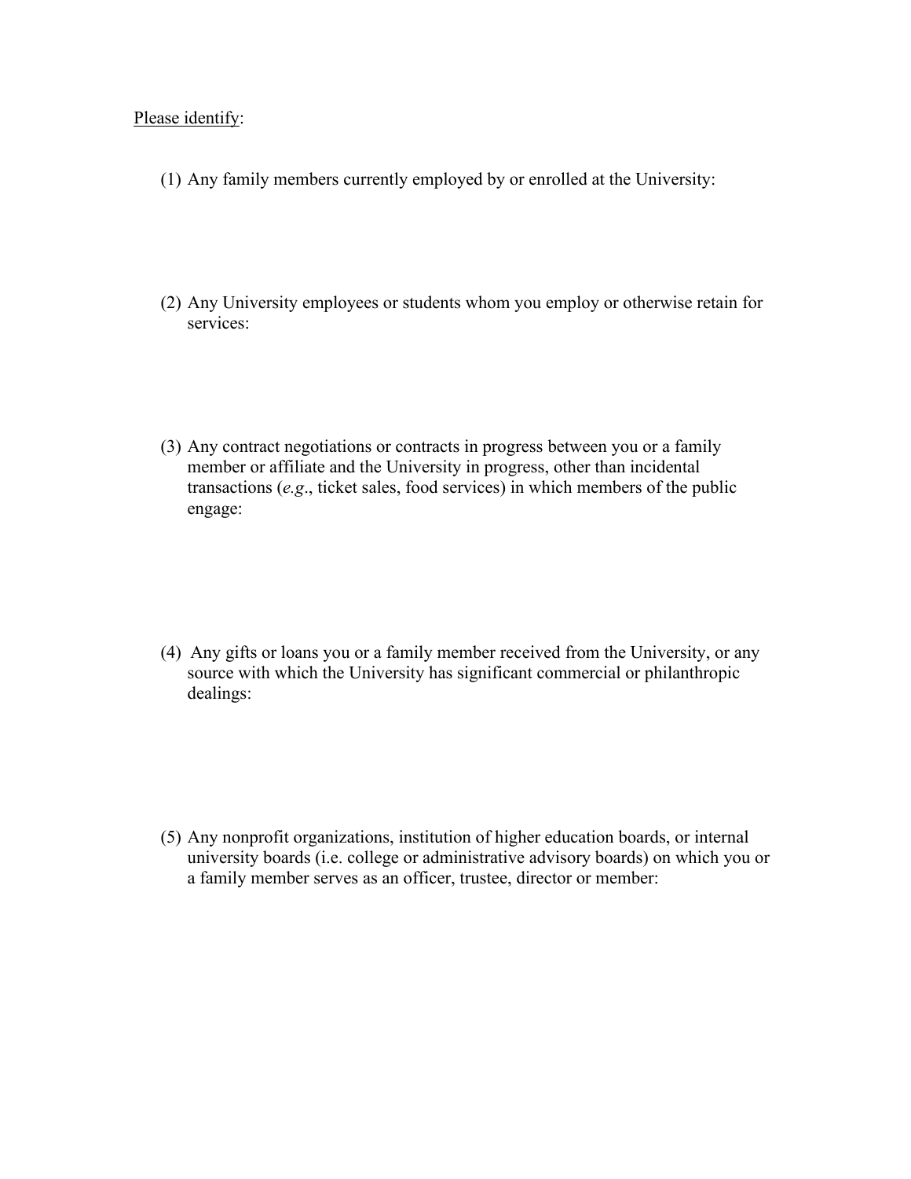<u>Please identify</u>:

(1) Any family members currently employed by or enrolled at the University:

(2) Any University employees or students whom you employ or otherwise retain for services:

(3) Any contract negotiations or contracts in progress between you or a family member or affiliate and the University in progress, other than incidental transactions (*e.g*., ticket sales, food services) in which members of the public engage:

(4) Any gifts or loans you or a family member received from the University, or any source with which the University has significant commercial or philanthropic dealings:

(5) Any nonprofit organizations, institution of higher education boards, or internal university boards (i.e. college or administrative advisory boards) on which you or a family member serves as an officer, trustee, director or member: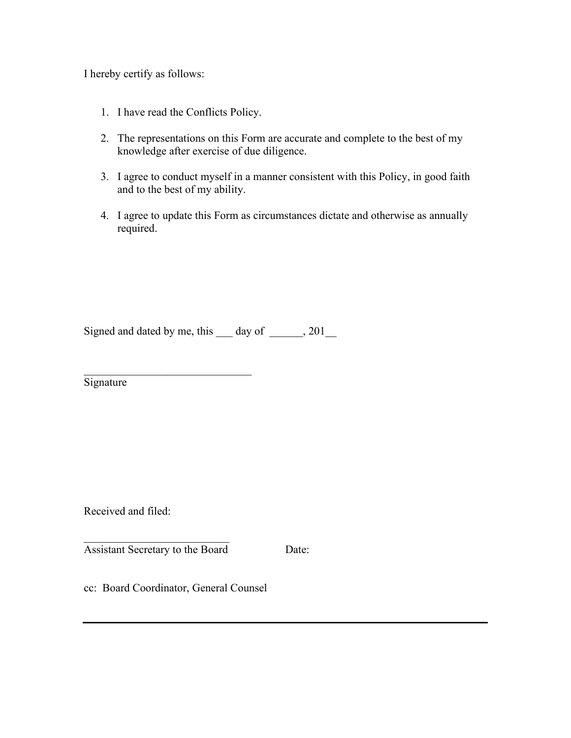I hereby certify as follows:

1. I have read the Conflicts Policy.
2. The representations on this Form are accurate and complete to the best of my knowledge after exercise of due diligence.
3. I agree to conduct myself in a manner consistent with this Policy, in good faith and to the best of my ability.
4. I agree to update this Form as circumstances dictate and otherwise as annually required.

Signed and dated by me, this ___ day of ______, 201__

_______________________________
Signature

Received and filed:

___________________________
Assistant Secretary to the Board                    Date:

cc: Board Coordinator, General Counsel